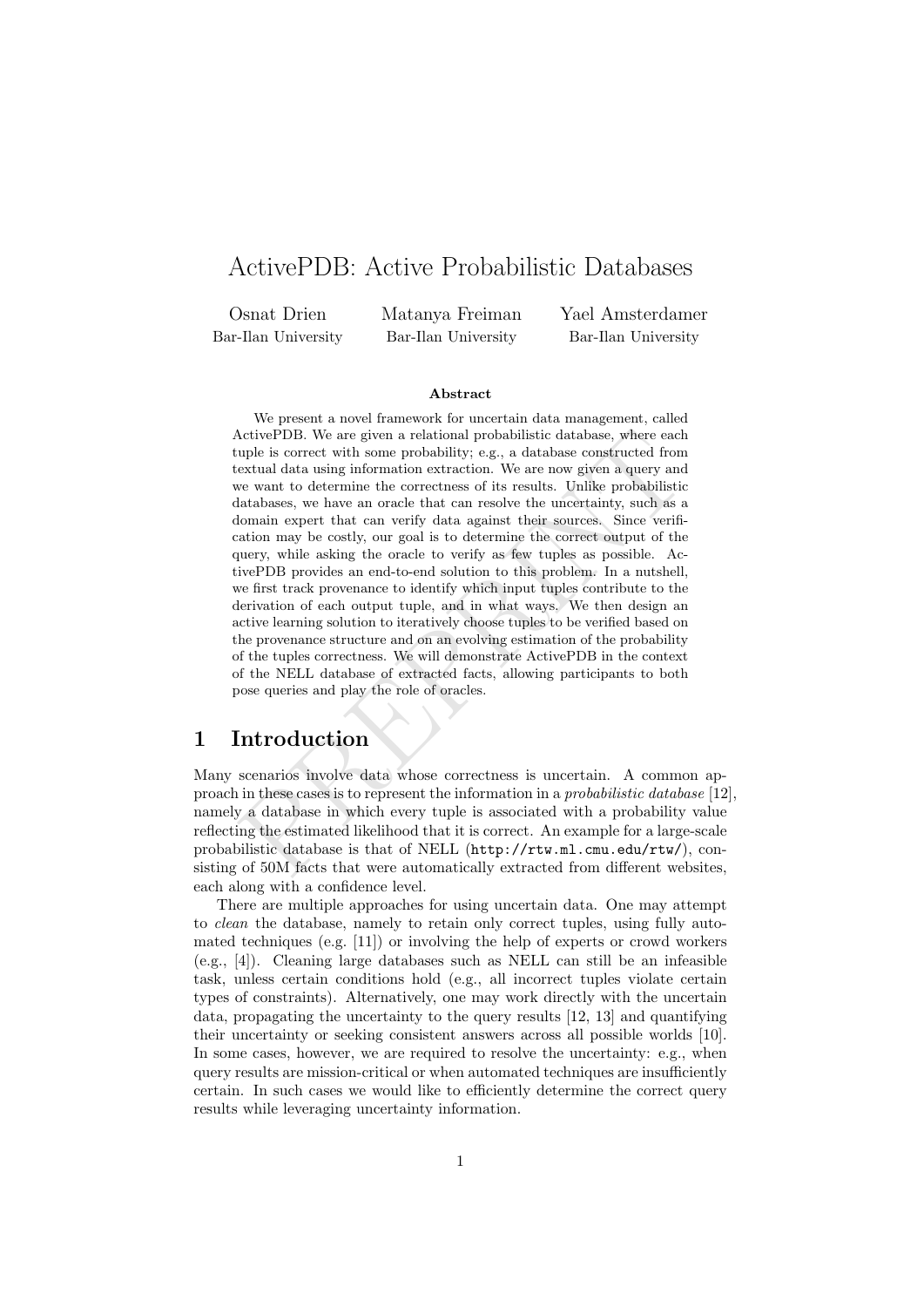# ActivePDB: Active Probabilistic Databases

Osnat Drien
Bar-Ilan University

Matanya Freiman
Bar-Ilan University

Yael Amsterdamer
Bar-Ilan University

### Abstract

We present a novel framework for uncertain data management, called ActivePDB. We are given a relational probabilistic database, where each tuple is correct with some probability; e.g., a database constructed from textual data using information extraction. We are now given a query and we want to determine the correctness of its results. Unlike probabilistic databases, we have an oracle that can resolve the uncertainty, such as a domain expert that can verify data against their sources. Since verification may be costly, our goal is to determine the correct output of the query, while asking the oracle to verify as few tuples as possible. ActivePDB provides an end-to-end solution to this problem. In a nutshell, we first track provenance to identify which input tuples contribute to the derivation of each output tuple, and in what ways. We then design an active learning solution to iteratively choose tuples to be verified based on the provenance structure and on an evolving estimation of the probability of the tuples correctness. We will demonstrate ActivePDB in the context of the NELL database of extracted facts, allowing participants to both pose queries and play the role of oracles.

## 1 Introduction

Many scenarios involve data whose correctness is uncertain. A common approach in these cases is to represent the information in a *probabilistic database* [12], namely a database in which every tuple is associated with a probability value reflecting the estimated likelihood that it is correct. An example for a large-scale probabilistic database is that of NELL (`http://rtw.ml.cmu.edu/rtw/`), consisting of 50M facts that were automatically extracted from different websites, each along with a confidence level.

There are multiple approaches for using uncertain data. One may attempt to *clean* the database, namely to retain only correct tuples, using fully automated techniques (e.g. [11]) or involving the help of experts or crowd workers (e.g., [4]). Cleaning large databases such as NELL can still be an infeasible task, unless certain conditions hold (e.g., all incorrect tuples violate certain types of constraints). Alternatively, one may work directly with the uncertain data, propagating the uncertainty to the query results [12, 13] and quantifying their uncertainty or seeking consistent answers across all possible worlds [10]. In some cases, however, we are required to resolve the uncertainty: e.g., when query results are mission-critical or when automated techniques are insufficiently certain. In such cases we would like to efficiently determine the correct query results while leveraging uncertainty information.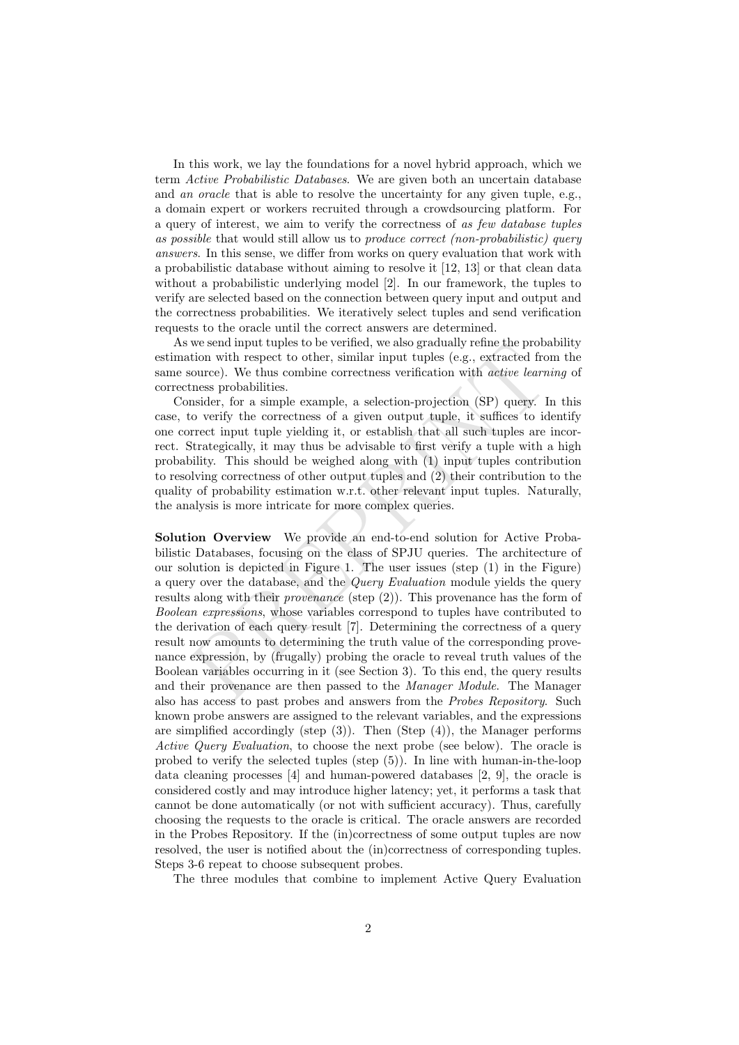In this work, we lay the foundations for a novel hybrid approach, which we term *Active Probabilistic Databases*. We are given both an uncertain database and *an oracle* that is able to resolve the uncertainty for any given tuple, e.g., a domain expert or workers recruited through a crowdsourcing platform. For a query of interest, we aim to verify the correctness of *as few database tuples as possible* that would still allow us to *produce correct (non-probabilistic) query answers*. In this sense, we differ from works on query evaluation that work with a probabilistic database without aiming to resolve it [12, 13] or that clean data without a probabilistic underlying model [2]. In our framework, the tuples to verify are selected based on the connection between query input and output and the correctness probabilities. We iteratively select tuples and send verification requests to the oracle until the correct answers are determined.

As we send input tuples to be verified, we also gradually refine the probability estimation with respect to other, similar input tuples (e.g., extracted from the same source). We thus combine correctness verification with *active learning* of correctness probabilities.

Consider, for a simple example, a selection-projection (SP) query. In this case, to verify the correctness of a given output tuple, it suffices to identify one correct input tuple yielding it, or establish that all such tuples are incorrect. Strategically, it may thus be advisable to first verify a tuple with a high probability. This should be weighed along with (1) input tuples contribution to resolving correctness of other output tuples and (2) their contribution to the quality of probability estimation w.r.t. other relevant input tuples. Naturally, the analysis is more intricate for more complex queries.

**Solution Overview** We provide an end-to-end solution for Active Probabilistic Databases, focusing on the class of SPJU queries. The architecture of our solution is depicted in Figure 1. The user issues (step (1) in the Figure) a query over the database, and the *Query Evaluation* module yields the query results along with their *provenance* (step (2)). This provenance has the form of *Boolean expressions*, whose variables correspond to tuples have contributed to the derivation of each query result [7]. Determining the correctness of a query result now amounts to determining the truth value of the corresponding provenance expression, by (frugally) probing the oracle to reveal truth values of the Boolean variables occurring in it (see Section 3). To this end, the query results and their provenance are then passed to the *Manager Module*. The Manager also has access to past probes and answers from the *Probes Repository*. Such known probe answers are assigned to the relevant variables, and the expressions are simplified accordingly (step (3)). Then (Step (4)), the Manager performs *Active Query Evaluation*, to choose the next probe (see below). The oracle is probed to verify the selected tuples (step (5)). In line with human-in-the-loop data cleaning processes [4] and human-powered databases [2, 9], the oracle is considered costly and may introduce higher latency; yet, it performs a task that cannot be done automatically (or not with sufficient accuracy). Thus, carefully choosing the requests to the oracle is critical. The oracle answers are recorded in the Probes Repository. If the (in)correctness of some output tuples are now resolved, the user is notified about the (in)correctness of corresponding tuples. Steps 3-6 repeat to choose subsequent probes.

The three modules that combine to implement Active Query Evaluation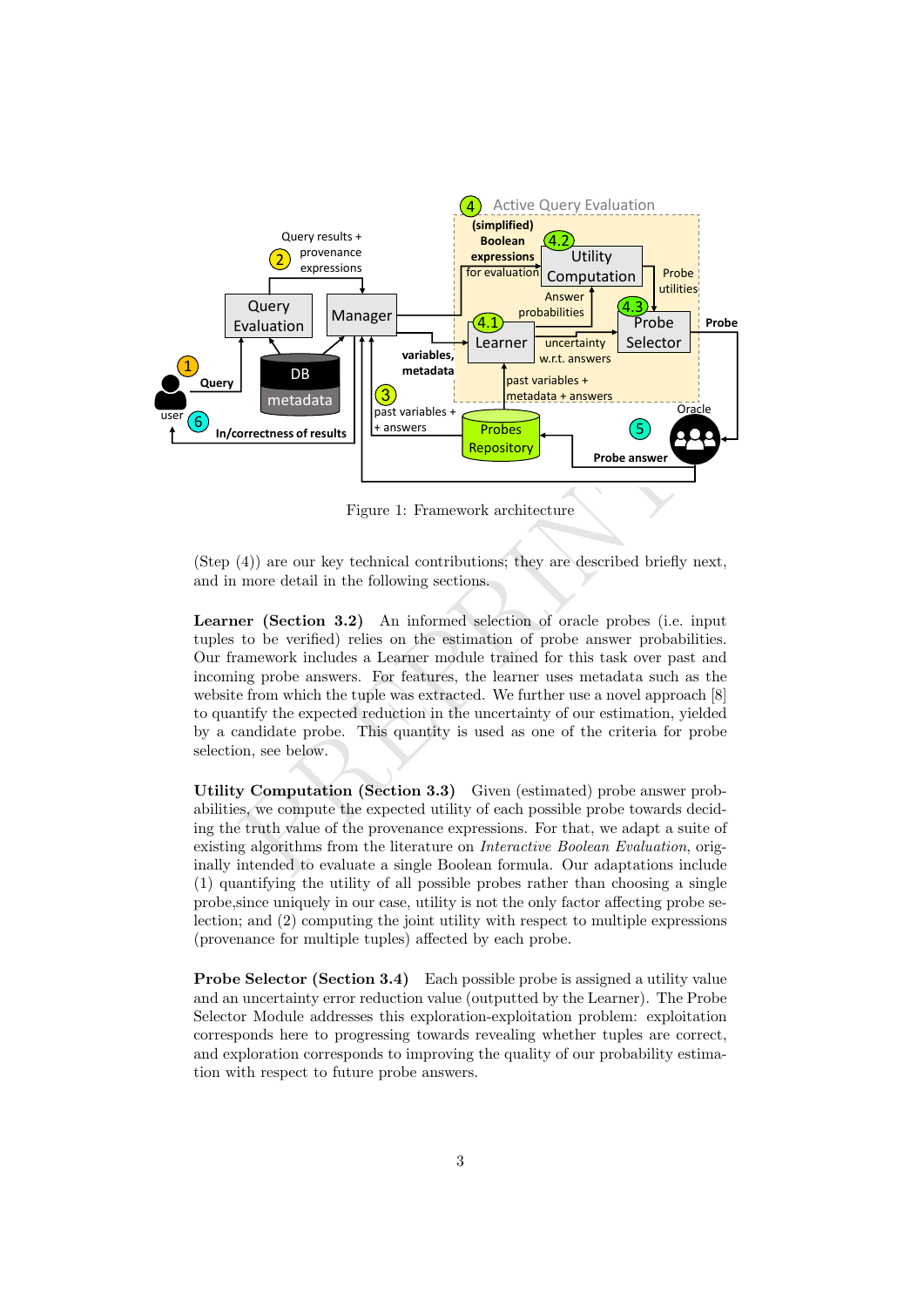Figure 1: Framework architecture

(Step (4)) are our key technical contributions; they are described briefly next, and in more detail in the following sections.

**Learner (Section 3.2)** An informed selection of oracle probes (i.e. input tuples to be verified) relies on the estimation of probe answer probabilities. Our framework includes a Learner module trained for this task over past and incoming probe answers. For features, the learner uses metadata such as the website from which the tuple was extracted. We further use a novel approach [8] to quantify the expected reduction in the uncertainty of our estimation, yielded by a candidate probe. This quantity is used as one of the criteria for probe selection, see below.

**Utility Computation (Section 3.3)** Given (estimated) probe answer probabilities, we compute the expected utility of each possible probe towards deciding the truth value of the provenance expressions. For that, we adapt a suite of existing algorithms from the literature on *Interactive Boolean Evaluation*, originally intended to evaluate a single Boolean formula. Our adaptations include (1) quantifying the utility of all possible probes rather than choosing a single probe,since uniquely in our case, utility is not the only factor affecting probe selection; and (2) computing the joint utility with respect to multiple expressions (provenance for multiple tuples) affected by each probe.

**Probe Selector (Section 3.4)** Each possible probe is assigned a utility value and an uncertainty error reduction value (outputted by the Learner). The Probe Selector Module addresses this exploration-exploitation problem: exploitation corresponds here to progressing towards revealing whether tuples are correct, and exploration corresponds to improving the quality of our probability estimation with respect to future probe answers.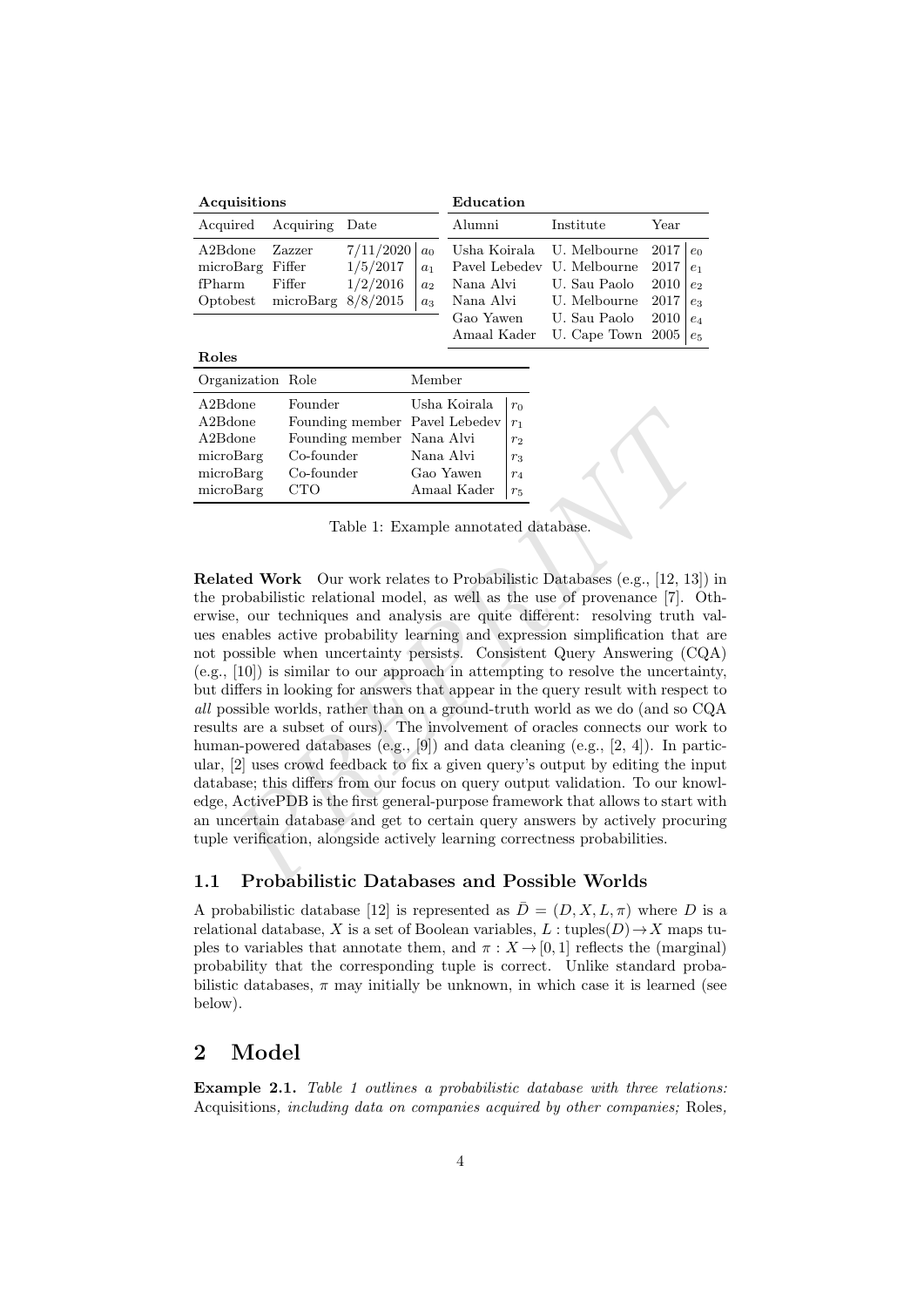**Acquisitions**

| Acquired | Acquiring | Date | |
|---|---|---|---|
| A2Bdone | Zazzer | 7/11/2020 | $a_0$ |
| microBarg | Fiffer | 1/5/2017 | $a_1$ |
| fPharm | Fiffer | 1/2/2016 | $a_2$ |
| Optobest | microBarg | 8/8/2015 | $a_3$ |

**Education**

| Alumni | Institute | Year | |
|---|---|---|---|
| Usha Koirala | U. Melbourne | 2017 | $e_0$ |
| Pavel Lebedev | U. Melbourne | 2017 | $e_1$ |
| Nana Alvi | U. Sau Paolo | 2010 | $e_2$ |
| Nana Alvi | U. Melbourne | 2017 | $e_3$ |
| Gao Yawen | U. Sau Paolo | 2010 | $e_4$ |
| Amaal Kader | U. Cape Town | 2005 | $e_5$ |

**Roles**

| Organization | Role | Member | |
|---|---|---|---|
| A2Bdone | Founder | Usha Koirala | $r_0$ |
| A2Bdone | Founding member | Pavel Lebedev | $r_1$ |
| A2Bdone | Founding member | Nana Alvi | $r_2$ |
| microBarg | Co-founder | Nana Alvi | $r_3$ |
| microBarg | Co-founder | Gao Yawen | $r_4$ |
| microBarg | CTO | Amaal Kader | $r_5$ |

Table 1: Example annotated database.

**Related Work** Our work relates to Probabilistic Databases (e.g., [12, 13]) in the probabilistic relational model, as well as the use of provenance [7]. Otherwise, our techniques and analysis are quite different: resolving truth values enables active probability learning and expression simplification that are not possible when uncertainty persists. Consistent Query Answering (CQA) (e.g., [10]) is similar to our approach in attempting to resolve the uncertainty, but differs in looking for answers that appear in the query result with respect to *all* possible worlds, rather than on a ground-truth world as we do (and so CQA results are a subset of ours). The involvement of oracles connects our work to human-powered databases (e.g., [9]) and data cleaning (e.g., [2, 4]). In particular, [2] uses crowd feedback to fix a given query's output by editing the input database; this differs from our focus on query output validation. To our knowledge, ActivePDB is the first general-purpose framework that allows to start with an uncertain database and get to certain query answers by actively procuring tuple verification, alongside actively learning correctness probabilities.

### 1.1 Probabilistic Databases and Possible Worlds

A probabilistic database [12] is represented as $\bar{D} = (D, X, L, \pi)$ where $D$ is a relational database, $X$ is a set of Boolean variables, $L : \text{tuples}(D) \to X$ maps tuples to variables that annotate them, and $\pi : X \to [0, 1]$ reflects the (marginal) probability that the corresponding tuple is correct. Unlike standard probabilistic databases, $\pi$ may initially be unknown, in which case it is learned (see below).

## 2 Model

**Example 2.1.** *Table 1 outlines a probabilistic database with three relations:* Acquisitions*, including data on companies acquired by other companies;* Roles*,*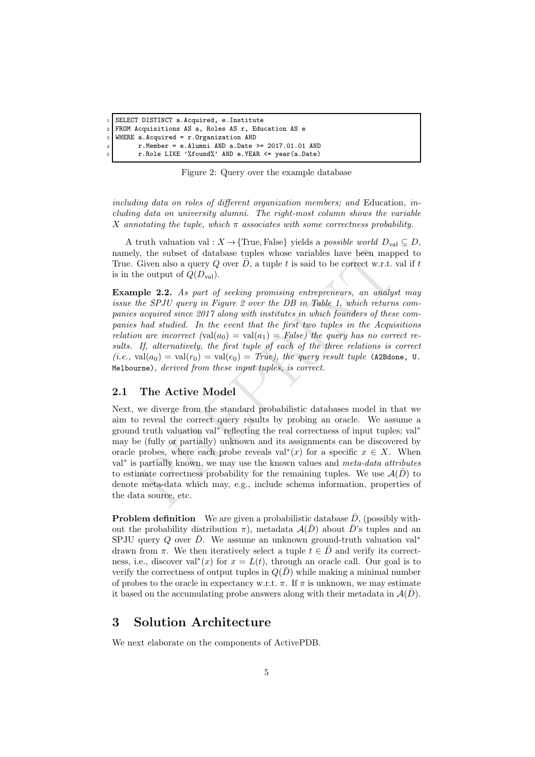```sql
SELECT DISTINCT a.Acquired, e.Institute
FROM Acquisitions AS a, Roles AS r, Education AS e
WHERE a.Acquired = r.Organization AND
      r.Member = e.Alumni AND a.Date >= 2017.01.01 AND
      r.Role LIKE '%found%' AND e.YEAR <= year(a.Date)
```

Figure 2: Query over the example database

*including data on roles of different organization members; and* Education, *including data on university alumni. The right-most column shows the variable $X$ annotating the tuple, which $\pi$ associates with some correctness probability.*

A truth valuation $\text{val} : X \rightarrow \{\text{True}, \text{False}\}$ yields a *possible world* $D_{\text{val}} \subseteq D$, namely, the subset of database tuples whose variables have been mapped to True. Given also a query $Q$ over $\bar{D}$, a tuple $t$ is said to be correct w.r.t. val if $t$ is in the output of $Q(D_{\text{val}})$.

**Example 2.2.** *As part of seeking promising entrepreneurs, an analyst may issue the SPJU query in Figure 2 over the DB in Table 1, which returns companies acquired since 2017 along with institutes in which founders of these companies had studied. In the event that the first two tuples in the Acquisitions relation are incorrect ($\text{val}(a_0) = \text{val}(a_1) = \textit{False}$) the query has no correct results. If, alternatively, the first tuple of each of the three relations is correct (i.e., $\text{val}(a_0) = \text{val}(r_0) = \text{val}(e_0) = \textit{True}$), the query result tuple* `(A2Bdone, U. Melbourne)`*, derived from these input tuples, is correct.*

## 2.1 The Active Model

Next, we diverge from the standard probabilistic databases model in that we aim to reveal the correct query results by probing an oracle. We assume a ground truth valuation $\text{val}^*$ reflecting the real correctness of input tuples; $\text{val}^*$ may be (fully or partially) unknown and its assignments can be discovered by oracle probes, where each probe reveals $\text{val}^*(x)$ for a specific $x \in X$. When $\text{val}^*$ is partially known, we may use the known values and *meta-data attributes* to estimate correctness probability for the remaining tuples. We use $\mathcal{A}(\bar{D})$ to denote meta-data which may, e.g., include schema information, properties of the data source, etc.

**Problem definition** We are given a probabilistic database $\bar{D}$, (possibly without the probability distribution $\pi$), metadata $\mathcal{A}(\bar{D})$ about $\bar{D}$'s tuples and an SPJU query $Q$ over $\bar{D}$. We assume an unknown ground-truth valuation $\text{val}^*$ drawn from $\pi$. We then iteratively select a tuple $t \in \bar{D}$ and verify its correctness, i.e., discover $\text{val}^*(x)$ for $x = L(t)$, through an oracle call. Our goal is to verify the correctness of output tuples in $Q(\bar{D})$ while making a minimal number of probes to the oracle in expectancy w.r.t. $\pi$. If $\pi$ is unknown, we may estimate it based on the accumulating probe answers along with their metadata in $\mathcal{A}(\bar{D})$.

# 3 Solution Architecture

We next elaborate on the components of ActivePDB.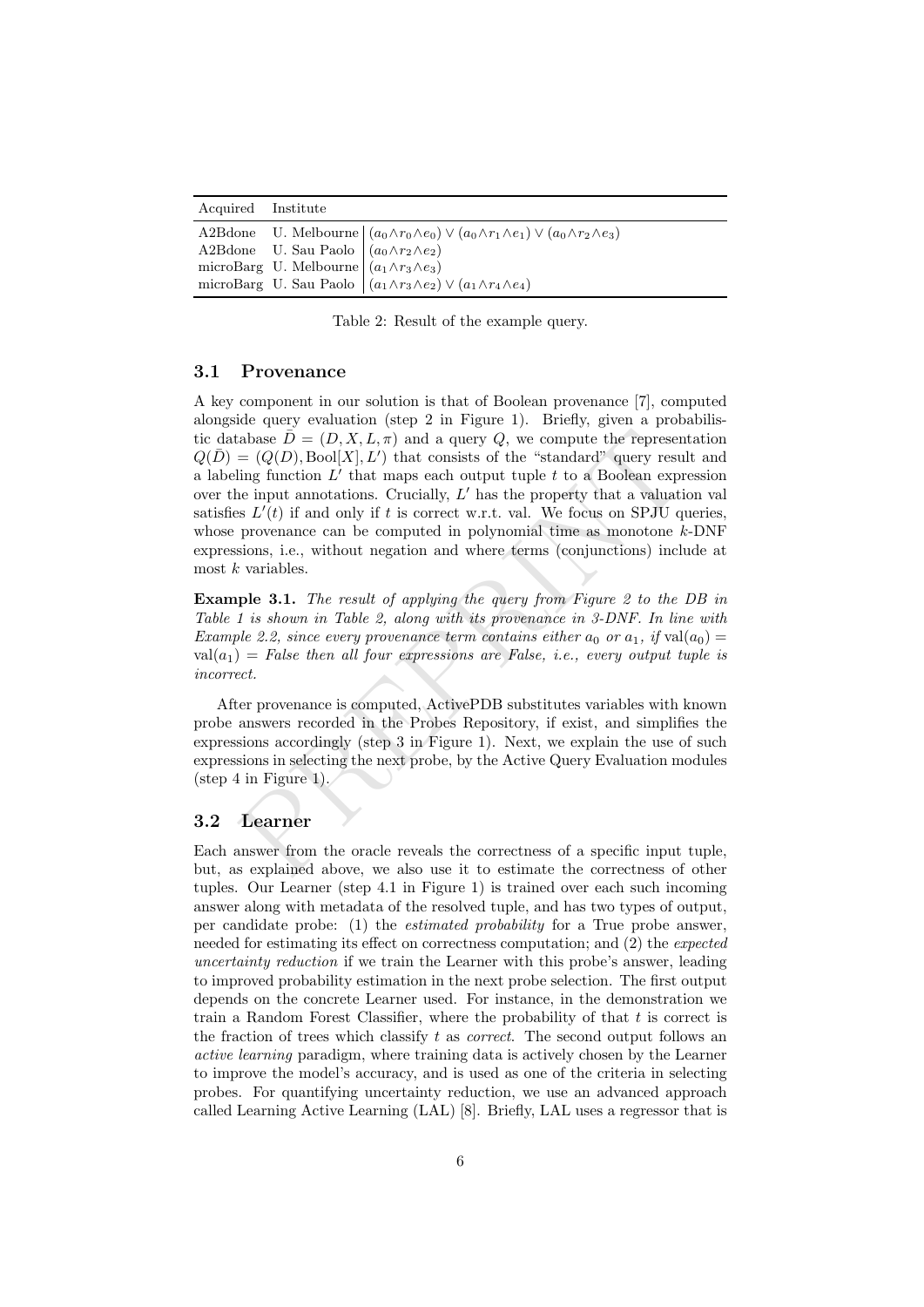| Acquired | Institute | |
|---|---|---|
| A2Bdone | U. Melbourne | $(a_0 \wedge r_0 \wedge e_0) \vee (a_0 \wedge r_1 \wedge e_1) \vee (a_0 \wedge r_2 \wedge e_3)$ |
| A2Bdone | U. Sau Paolo | $(a_0 \wedge r_2 \wedge e_2)$ |
| microBarg | U. Melbourne | $(a_1 \wedge r_3 \wedge e_3)$ |
| microBarg | U. Sau Paolo | $(a_1 \wedge r_3 \wedge e_2) \vee (a_1 \wedge r_4 \wedge e_4)$ |

Table 2: Result of the example query.

### 3.1 Provenance

A key component in our solution is that of Boolean provenance [7], computed alongside query evaluation (step 2 in Figure 1). Briefly, given a probabilistic database $\bar{D} = (D, X, L, \pi)$ and a query $Q$, we compute the representation $Q(\bar{D}) = (Q(D), \text{Bool}[X], L')$ that consists of the "standard" query result and a labeling function $L'$ that maps each output tuple $t$ to a Boolean expression over the input annotations. Crucially, $L'$ has the property that a valuation val satisfies $L'(t)$ if and only if $t$ is correct w.r.t. val. We focus on SPJU queries, whose provenance can be computed in polynomial time as monotone $k$-DNF expressions, i.e., without negation and where terms (conjunctions) include at most $k$ variables.

**Example 3.1.** *The result of applying the query from Figure 2 to the DB in Table 1 is shown in Table 2, along with its provenance in 3-DNF. In line with Example 2.2, since every provenance term contains either $a_0$ or $a_1$, if $\text{val}(a_0) = \text{val}(a_1) =$ False then all four expressions are False, i.e., every output tuple is incorrect.*

After provenance is computed, ActivePDB substitutes variables with known probe answers recorded in the Probes Repository, if exist, and simplifies the expressions accordingly (step 3 in Figure 1). Next, we explain the use of such expressions in selecting the next probe, by the Active Query Evaluation modules (step 4 in Figure 1).

### 3.2 Learner

Each answer from the oracle reveals the correctness of a specific input tuple, but, as explained above, we also use it to estimate the correctness of other tuples. Our Learner (step 4.1 in Figure 1) is trained over each such incoming answer along with metadata of the resolved tuple, and has two types of output, per candidate probe: (1) the *estimated probability* for a True probe answer, needed for estimating its effect on correctness computation; and (2) the *expected uncertainty reduction* if we train the Learner with this probe's answer, leading to improved probability estimation in the next probe selection. The first output depends on the concrete Learner used. For instance, in the demonstration we train a Random Forest Classifier, where the probability of that $t$ is correct is the fraction of trees which classify $t$ as *correct*. The second output follows an *active learning* paradigm, where training data is actively chosen by the Learner to improve the model's accuracy, and is used as one of the criteria in selecting probes. For quantifying uncertainty reduction, we use an advanced approach called Learning Active Learning (LAL) [8]. Briefly, LAL uses a regressor that is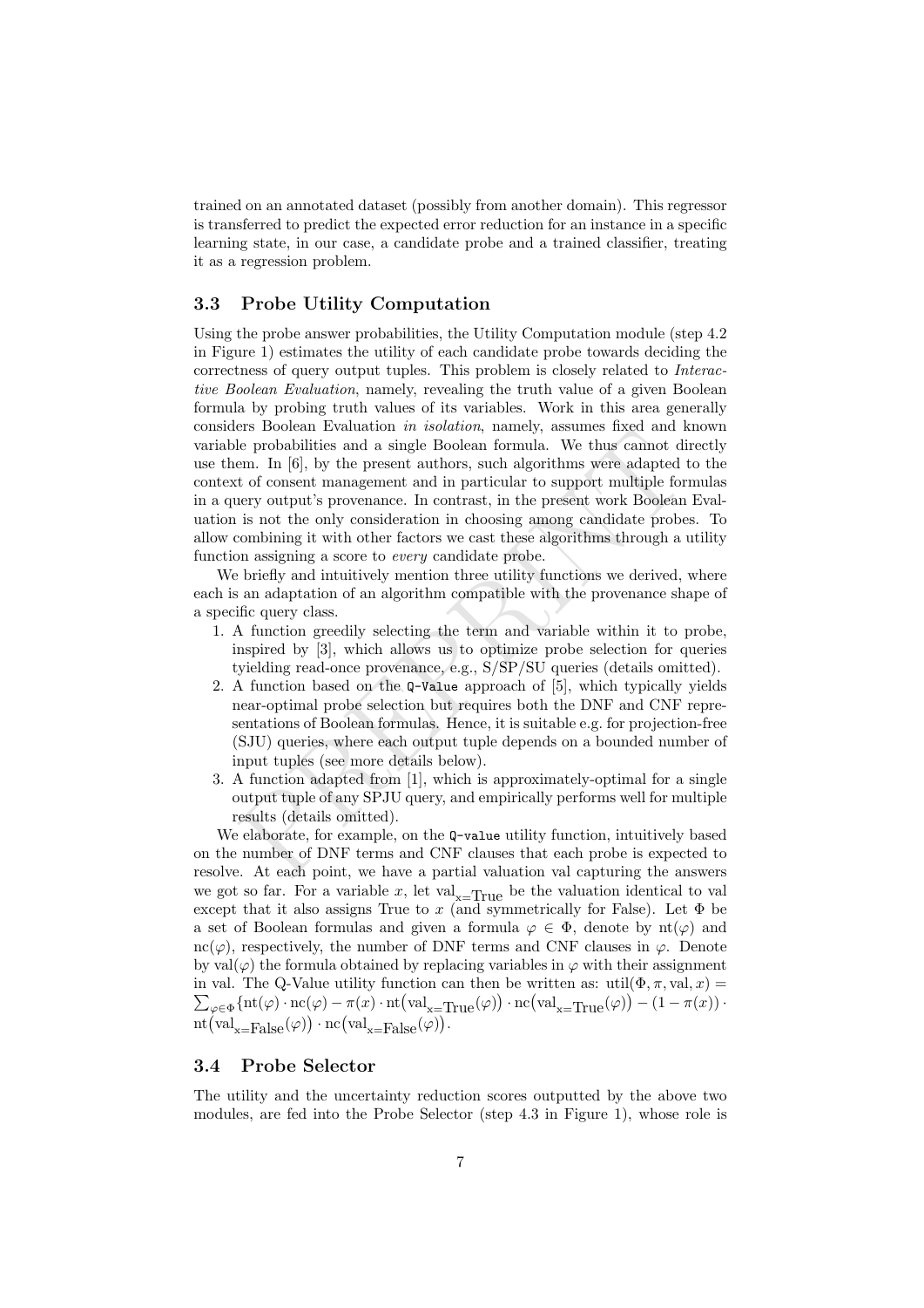trained on an annotated dataset (possibly from another domain). This regressor is transferred to predict the expected error reduction for an instance in a specific learning state, in our case, a candidate probe and a trained classifier, treating it as a regression problem.

### 3.3 Probe Utility Computation

Using the probe answer probabilities, the Utility Computation module (step 4.2 in Figure 1) estimates the utility of each candidate probe towards deciding the correctness of query output tuples. This problem is closely related to *Interactive Boolean Evaluation*, namely, revealing the truth value of a given Boolean formula by probing truth values of its variables. Work in this area generally considers Boolean Evaluation *in isolation*, namely, assumes fixed and known variable probabilities and a single Boolean formula. We thus cannot directly use them. In [6], by the present authors, such algorithms were adapted to the context of consent management and in particular to support multiple formulas in a query output's provenance. In contrast, in the present work Boolean Evaluation is not the only consideration in choosing among candidate probes. To allow combining it with other factors we cast these algorithms through a utility function assigning a score to *every* candidate probe.

We briefly and intuitively mention three utility functions we derived, where each is an adaptation of an algorithm compatible with the provenance shape of a specific query class.

1. A function greedily selecting the term and variable within it to probe, inspired by [3], which allows us to optimize probe selection for queries tyielding read-once provenance, e.g., S/SP/SU queries (details omitted).
2. A function based on the `Q-Value` approach of [5], which typically yields near-optimal probe selection but requires both the DNF and CNF representations of Boolean formulas. Hence, it is suitable e.g. for projection-free (SJU) queries, where each output tuple depends on a bounded number of input tuples (see more details below).
3. A function adapted from [1], which is approximately-optimal for a single output tuple of any SPJU query, and empirically performs well for multiple results (details omitted).

We elaborate, for example, on the `Q-value` utility function, intuitively based on the number of DNF terms and CNF clauses that each probe is expected to resolve. At each point, we have a partial valuation val capturing the answers we got so far. For a variable $x$, let $\mathrm{val}_{\mathrm{x=True}}$ be the valuation identical to val except that it also assigns True to $x$ (and symmetrically for False). Let $\Phi$ be a set of Boolean formulas and given a formula $\varphi \in \Phi$, denote by $\mathrm{nt}(\varphi)$ and $\mathrm{nc}(\varphi)$, respectively, the number of DNF terms and CNF clauses in $\varphi$. Denote by $\mathrm{val}(\varphi)$ the formula obtained by replacing variables in $\varphi$ with their assignment in val. The Q-Value utility function can then be written as: $\mathrm{util}(\Phi, \pi, \mathrm{val}, x) = \sum_{\varphi \in \Phi} \{\mathrm{nt}(\varphi) \cdot \mathrm{nc}(\varphi) - \pi(x) \cdot \mathrm{nt}\big(\mathrm{val}_{\mathrm{x=True}}(\varphi)\big) \cdot \mathrm{nc}\big(\mathrm{val}_{\mathrm{x=True}}(\varphi)\big) - (1 - \pi(x)) \cdot \mathrm{nt}\big(\mathrm{val}_{\mathrm{x=False}}(\varphi)\big) \cdot \mathrm{nc}\big(\mathrm{val}_{\mathrm{x=False}}(\varphi)\big)$.

### 3.4 Probe Selector

The utility and the uncertainty reduction scores outputted by the above two modules, are fed into the Probe Selector (step 4.3 in Figure 1), whose role is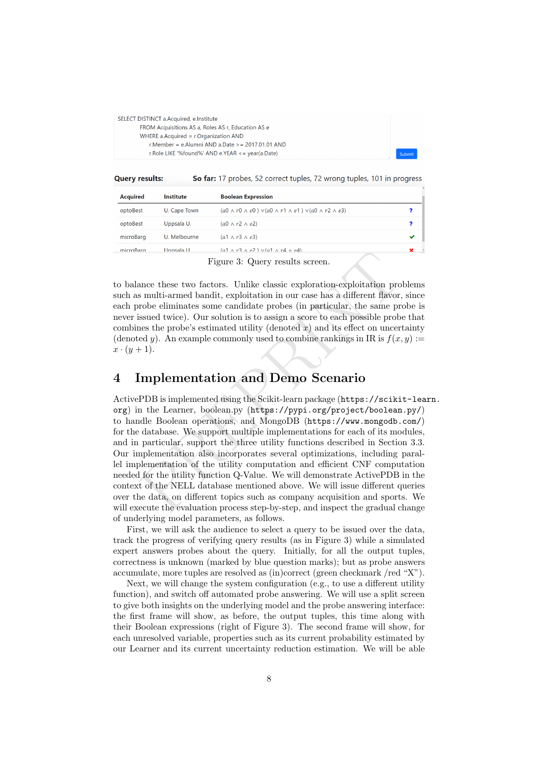```
SELECT DISTINCT a.Acquired, e.Institute
        FROM Acquisitions AS a, Roles AS r, Education AS e
        WHERE a.Acquired = r.Organization AND
            r.Member = e.Alumni AND a.Date >= 2017.01.01 AND
            r.Role LIKE '%found%' AND e.YEAR <= year(a.Date)
```

Submit

**Query results:** **So far:** 17 probes, 52 correct tuples, 72 wrong tuples, 101 in progress

| Acquired | Institute | Boolean Expression | |
|---|---|---|---|
| optoBest | U. Cape Town | $(a0 \wedge r0 \wedge e0) \vee (a0 \wedge r1 \wedge e1) \vee (a0 \wedge r2 \wedge e3)$ | ? |
| optoBest | Uppsala U. | $(a0 \wedge r2 \wedge e2)$ | ? |
| microBarg | U. Melbourne | $(a1 \wedge r3 \wedge e3)$ | ✔ |
| microBarg | Uppsala U. | $(a1 \wedge r3 \wedge e2) \vee (a1 \wedge r4 \wedge e4)$ | ✘ |

Figure 3: Query results screen.

to balance these two factors. Unlike classic exploration-exploitation problems such as multi-armed bandit, exploitation in our case has a different flavor, since each probe eliminates some candidate probes (in particular, the same probe is never issued twice). Our solution is to assign a score to each possible probe that combines the probe's estimated utility (denoted $x$) and its effect on uncertainty (denoted $y$). An example commonly used to combine rankings in IR is $f(x, y) := x \cdot (y + 1)$.

# 4 Implementation and Demo Scenario

ActivePDB is implemented using the Scikit-learn package (https://scikit-learn.org) in the Learner, boolean.py (https://pypi.org/project/boolean.py/) to handle Boolean operations, and MongoDB (https://www.mongodb.com/) for the database. We support multiple implementations for each of its modules, and in particular, support the three utility functions described in Section 3.3. Our implementation also incorporates several optimizations, including parallel implementation of the utility computation and efficient CNF computation needed for the utility function Q-Value. We will demonstrate ActivePDB in the context of the NELL database mentioned above. We will issue different queries over the data, on different topics such as company acquisition and sports. We will execute the evaluation process step-by-step, and inspect the gradual change of underlying model parameters, as follows.

First, we will ask the audience to select a query to be issued over the data, track the progress of verifying query results (as in Figure 3) while a simulated expert answers probes about the query. Initially, for all the output tuples, correctness is unknown (marked by blue question marks); but as probe answers accumulate, more tuples are resolved as (in)correct (green checkmark /red "X").

Next, we will change the system configuration (e.g., to use a different utility function), and switch off automated probe answering. We will use a split screen to give both insights on the underlying model and the probe answering interface: the first frame will show, as before, the output tuples, this time along with their Boolean expressions (right of Figure 3). The second frame will show, for each unresolved variable, properties such as its current probability estimated by our Learner and its current uncertainty reduction estimation. We will be able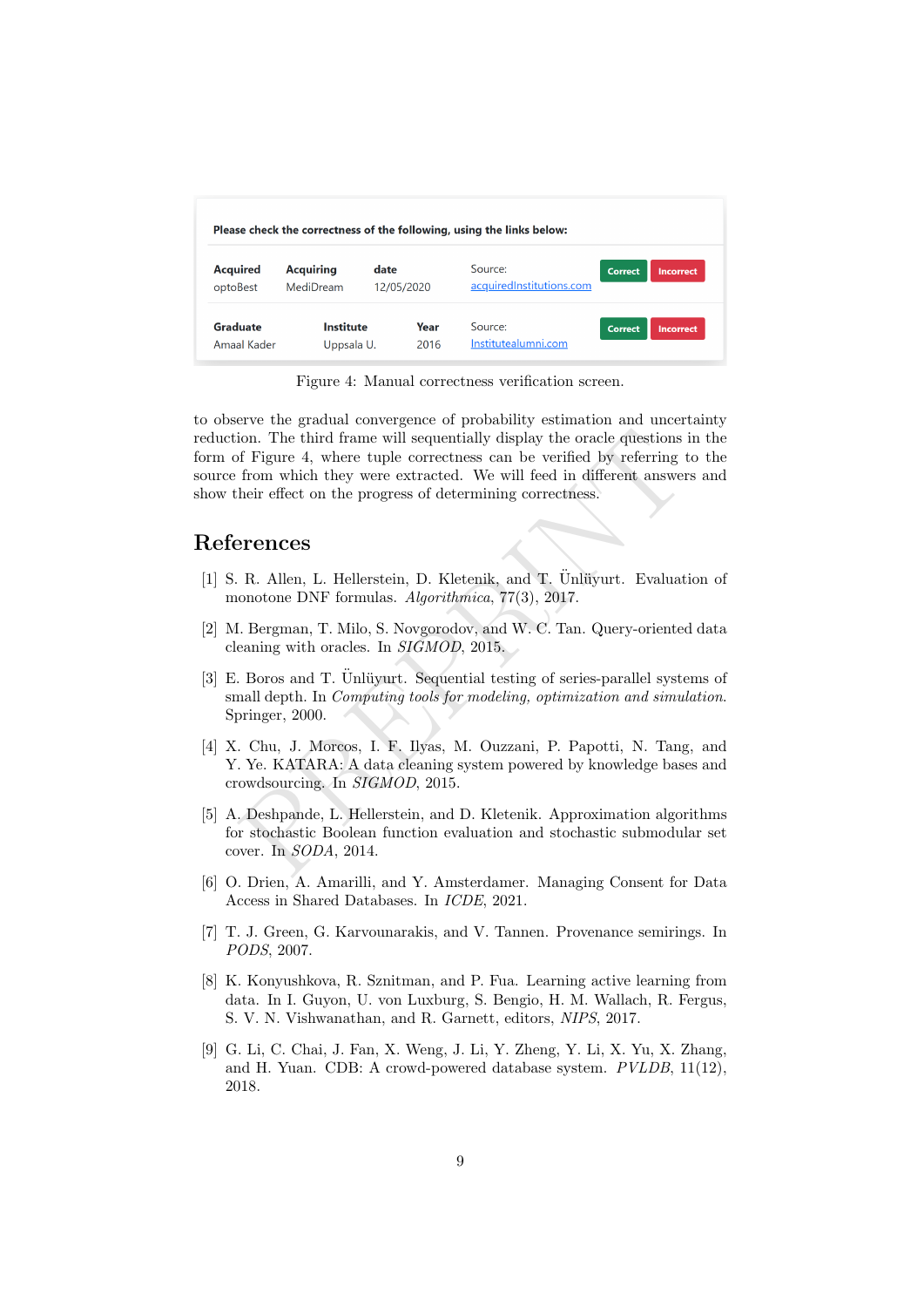Please check the correctness of the following, using the links below:

| Acquired | Acquiring | date | Source: | | |
|---|---|---|---|---|---|
| optoBest | MediDream | 12/05/2020 | acquiredInstitutions.com | Correct | Incorrect |

| Graduate | Institute | Year | Source: | | |
|---|---|---|---|---|---|
| Amaal Kader | Uppsala U. | 2016 | Institutealumni.com | Correct | Incorrect |

Figure 4: Manual correctness verification screen.

to observe the gradual convergence of probability estimation and uncertainty reduction. The third frame will sequentially display the oracle questions in the form of Figure 4, where tuple correctness can be verified by referring to the source from which they were extracted. We will feed in different answers and show their effect on the progress of determining correctness.

## References

[1] S. R. Allen, L. Hellerstein, D. Kletenik, and T. Ünlüyurt. Evaluation of monotone DNF formulas. *Algorithmica*, 77(3), 2017.

[2] M. Bergman, T. Milo, S. Novgorodov, and W. C. Tan. Query-oriented data cleaning with oracles. In *SIGMOD*, 2015.

[3] E. Boros and T. Ünlüyurt. Sequential testing of series-parallel systems of small depth. In *Computing tools for modeling, optimization and simulation*. Springer, 2000.

[4] X. Chu, J. Morcos, I. F. Ilyas, M. Ouzzani, P. Papotti, N. Tang, and Y. Ye. KATARA: A data cleaning system powered by knowledge bases and crowdsourcing. In *SIGMOD*, 2015.

[5] A. Deshpande, L. Hellerstein, and D. Kletenik. Approximation algorithms for stochastic Boolean function evaluation and stochastic submodular set cover. In *SODA*, 2014.

[6] O. Drien, A. Amarilli, and Y. Amsterdamer. Managing Consent for Data Access in Shared Databases. In *ICDE*, 2021.

[7] T. J. Green, G. Karvounarakis, and V. Tannen. Provenance semirings. In *PODS*, 2007.

[8] K. Konyushkova, R. Sznitman, and P. Fua. Learning active learning from data. In I. Guyon, U. von Luxburg, S. Bengio, H. M. Wallach, R. Fergus, S. V. N. Vishwanathan, and R. Garnett, editors, *NIPS*, 2017.

[9] G. Li, C. Chai, J. Fan, X. Weng, J. Li, Y. Zheng, Y. Li, X. Yu, X. Zhang, and H. Yuan. CDB: A crowd-powered database system. *PVLDB*, 11(12), 2018.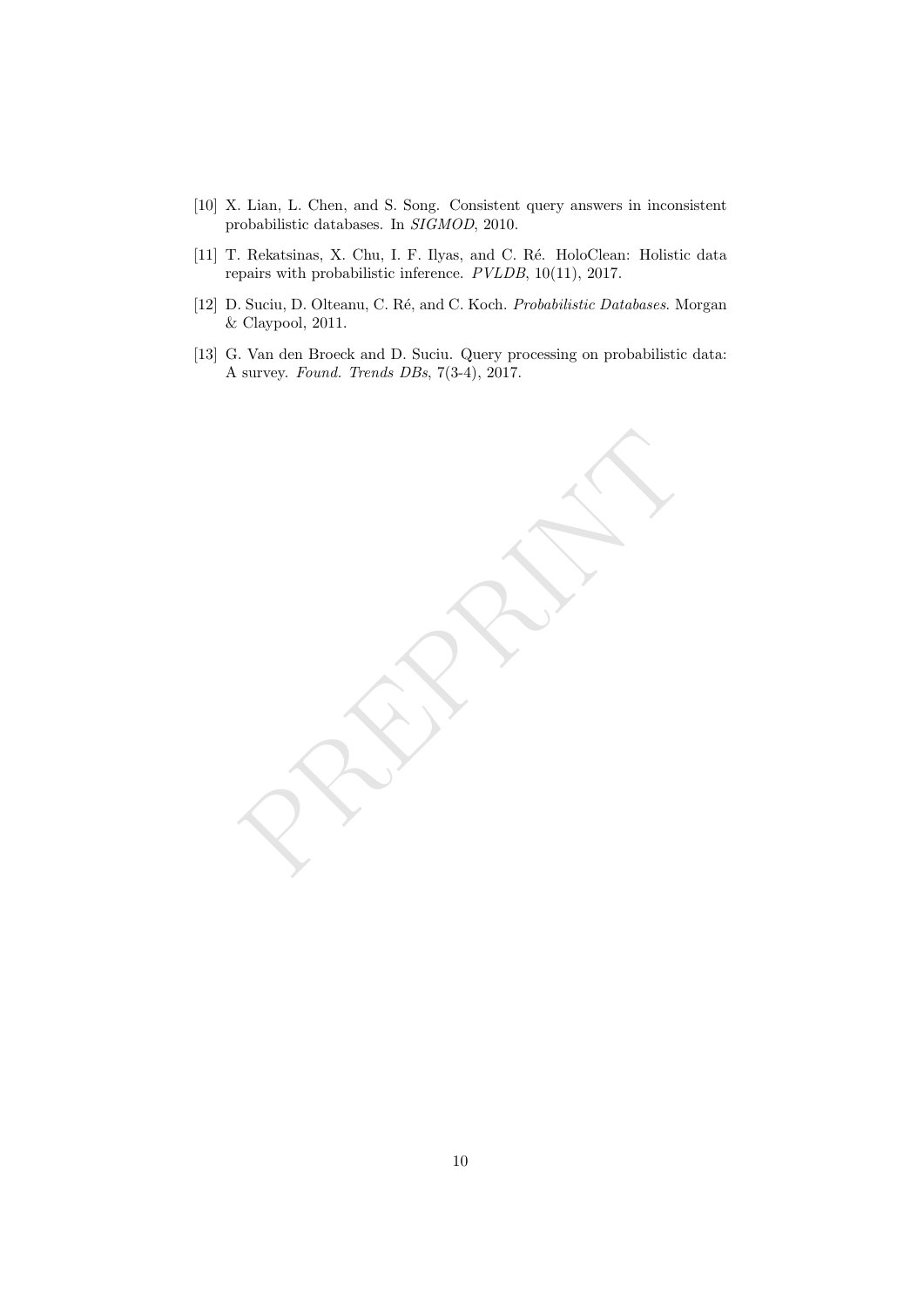[10] X. Lian, L. Chen, and S. Song. Consistent query answers in inconsistent probabilistic databases. In *SIGMOD*, 2010.

[11] T. Rekatsinas, X. Chu, I. F. Ilyas, and C. Ré. HoloClean: Holistic data repairs with probabilistic inference. *PVLDB*, 10(11), 2017.

[12] D. Suciu, D. Olteanu, C. Ré, and C. Koch. *Probabilistic Databases*. Morgan & Claypool, 2011.

[13] G. Van den Broeck and D. Suciu. Query processing on probabilistic data: A survey. *Found. Trends DBs*, 7(3-4), 2017.